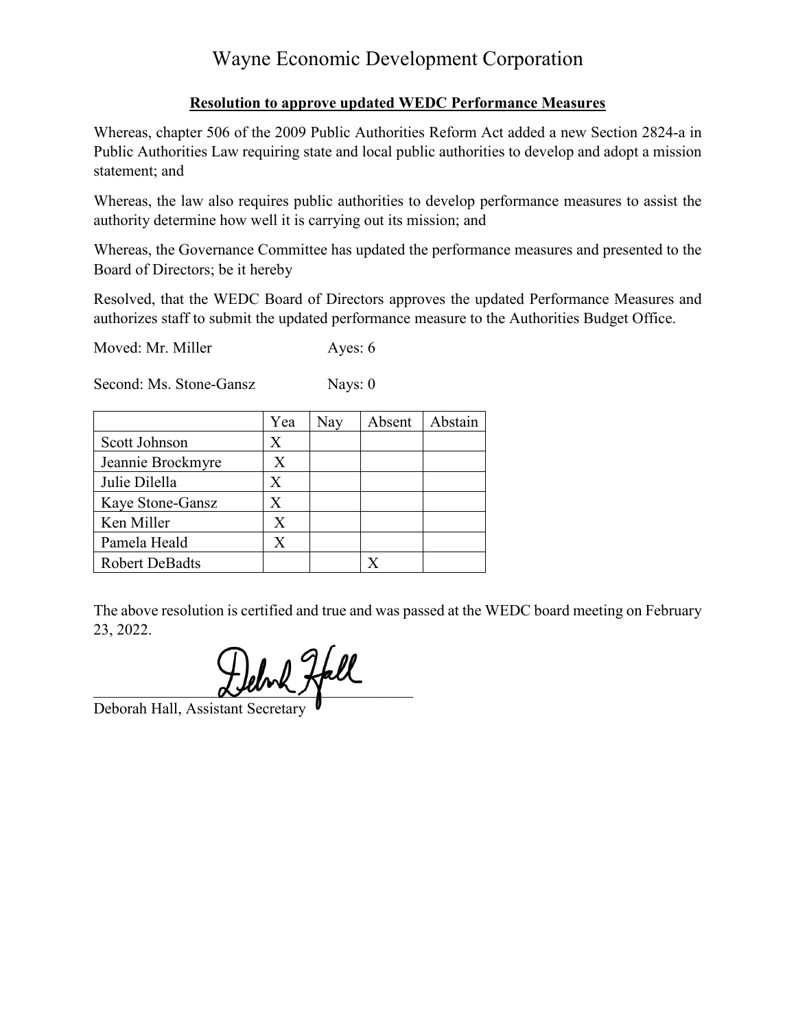# Wayne Economic Development Corporation

**Resolution to approve updated WEDC Performance Measures**

Whereas, chapter 506 of the 2009 Public Authorities Reform Act added a new Section 2824-a in Public Authorities Law requiring state and local public authorities to develop and adopt a mission statement; and

Whereas, the law also requires public authorities to develop performance measures to assist the authority determine how well it is carrying out its mission; and

Whereas, the Governance Committee has updated the performance measures and presented to the Board of Directors; be it hereby

Resolved, that the WEDC Board of Directors approves the updated Performance Measures and authorizes staff to submit the updated performance measure to the Authorities Budget Office.

Moved: Mr. Miller — Ayes: 6

Second: Ms. Stone-Gansz — Nays: 0

| | Yea | Nay | Absent | Abstain |
|---|---|---|---|---|
| Scott Johnson | X | | | |
| Jeannie Brockmyre | X | | | |
| Julie Dilella | X | | | |
| Kaye Stone-Gansz | X | | | |
| Ken Miller | X | | | |
| Pamela Heald | X | | | |
| Robert DeBadts | | | X | |

The above resolution is certified and true and was passed at the WEDC board meeting on February 23, 2022.

Deborah Hall, Assistant Secretary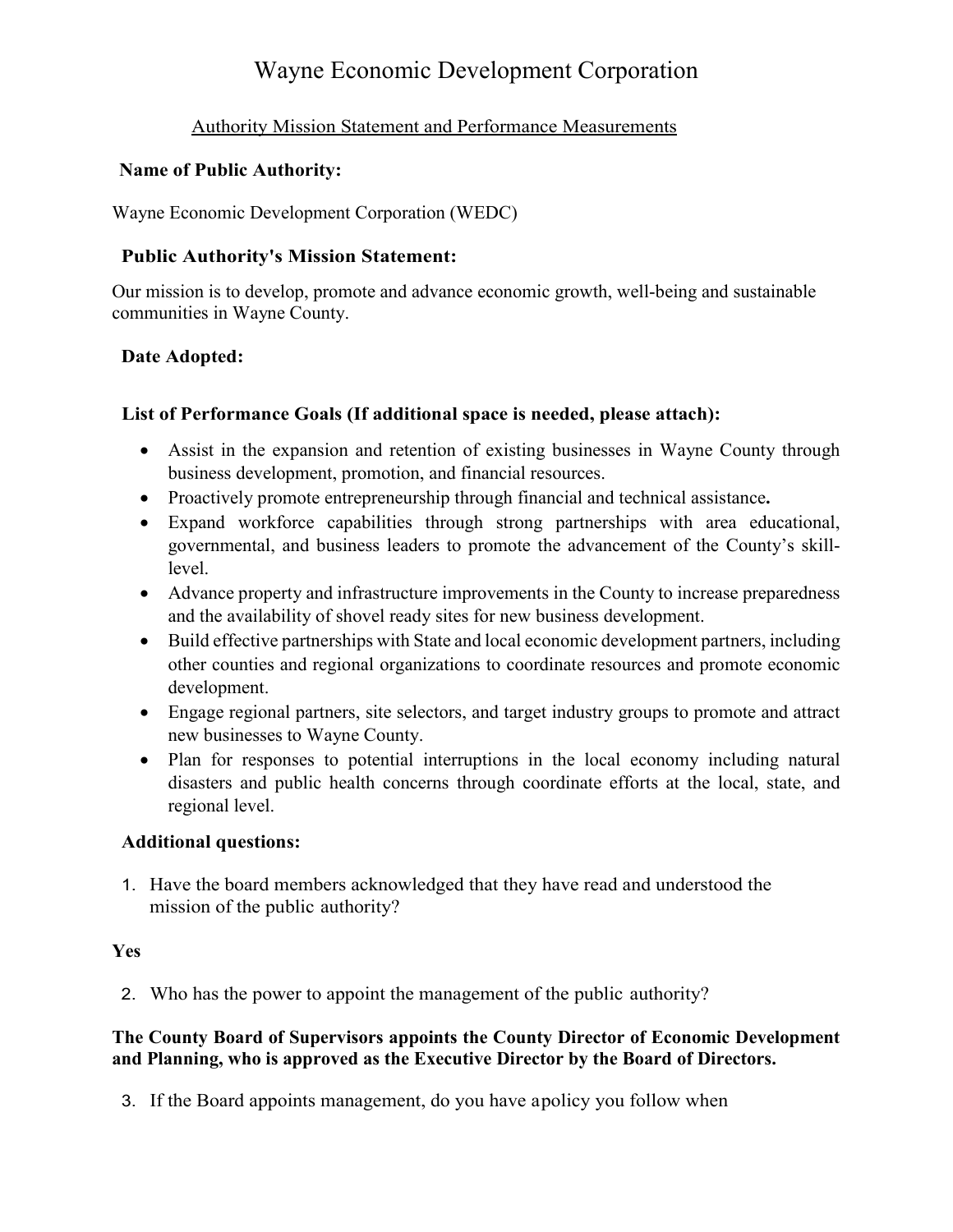# Wayne Economic Development Corporation

Authority Mission Statement and Performance Measurements

### Name of Public Authority:

Wayne Economic Development Corporation (WEDC)

### Public Authority's Mission Statement:

Our mission is to develop, promote and advance economic growth, well-being and sustainable communities in Wayne County.

### Date Adopted:

### List of Performance Goals (If additional space is needed, please attach):

- Assist in the expansion and retention of existing businesses in Wayne County through business development, promotion, and financial resources.
- Proactively promote entrepreneurship through financial and technical assistance**.**
- Expand workforce capabilities through strong partnerships with area educational, governmental, and business leaders to promote the advancement of the County's skill-level.
- Advance property and infrastructure improvements in the County to increase preparedness and the availability of shovel ready sites for new business development.
- Build effective partnerships with State and local economic development partners, including other counties and regional organizations to coordinate resources and promote economic development.
- Engage regional partners, site selectors, and target industry groups to promote and attract new businesses to Wayne County.
- Plan for responses to potential interruptions in the local economy including natural disasters and public health concerns through coordinate efforts at the local, state, and regional level.

### Additional questions:

1. Have the board members acknowledged that they have read and understood the mission of the public authority?

**Yes**

2. Who has the power to appoint the management of the public authority?

**The County Board of Supervisors appoints the County Director of Economic Development and Planning, who is approved as the Executive Director by the Board of Directors.**

3. If the Board appoints management, do you have apolicy you follow when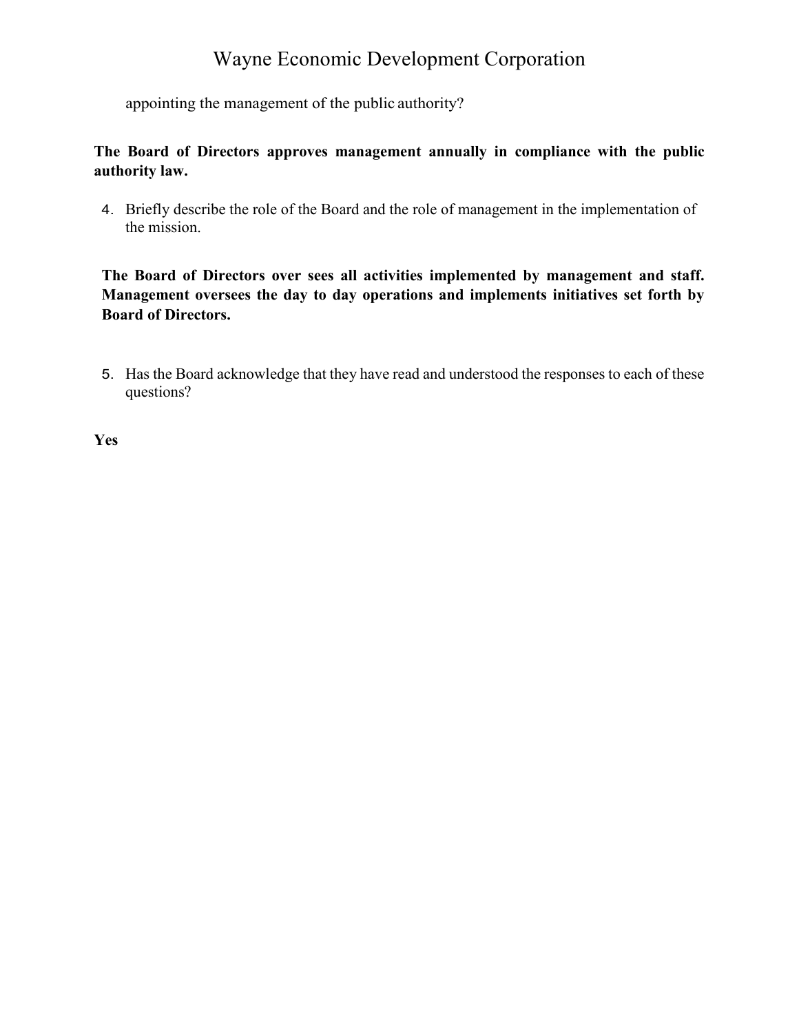appointing the management of the public authority?

**The Board of Directors approves management annually in compliance with the public authority law.**

4. Briefly describe the role of the Board and the role of management in the implementation of the mission.

**The Board of Directors over sees all activities implemented by management and staff. Management oversees the day to day operations and implements initiatives set forth by Board of Directors.**

5. Has the Board acknowledge that they have read and understood the responses to each of these questions?

**Yes**